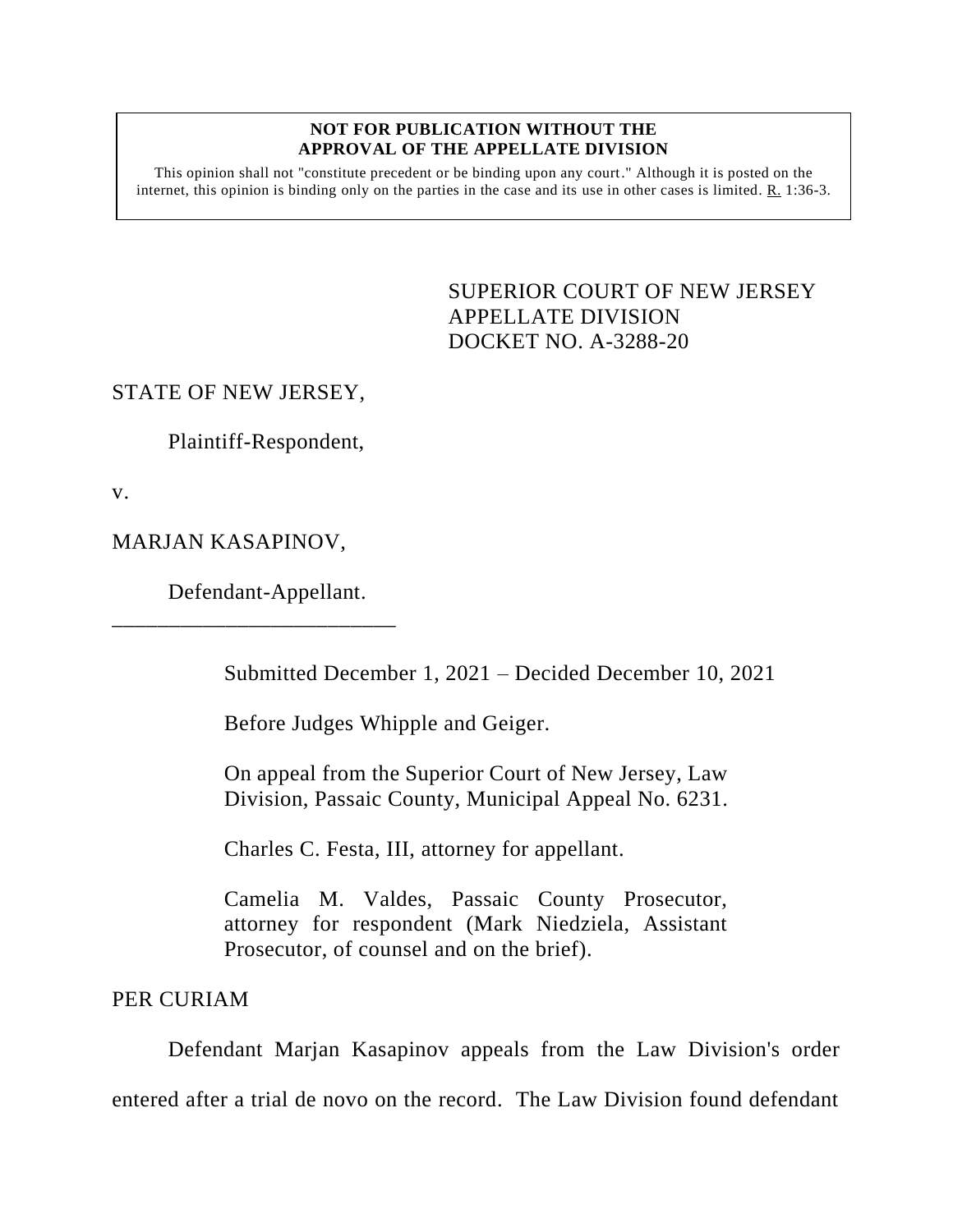**NOT FOR PUBLICATION WITHOUT THE APPROVAL OF THE APPELLATE DIVISION**

This opinion shall not "constitute precedent or be binding upon any court." Although it is posted on the internet, this opinion is binding only on the parties in the case and its use in other cases is limited. R. 1:36-3.

SUPERIOR COURT OF NEW JERSEY
APPELLATE DIVISION
DOCKET NO. A-3288-20

STATE OF NEW JERSEY,

Plaintiff-Respondent,

v.

MARJAN KASAPINOV,

Defendant-Appellant.

\_\_\_\_\_\_\_\_\_\_\_\_\_\_\_\_\_\_\_\_\_\_\_\_\_\_

Submitted December 1, 2021 – Decided December 10, 2021

Before Judges Whipple and Geiger.

On appeal from the Superior Court of New Jersey, Law Division, Passaic County, Municipal Appeal No. 6231.

Charles C. Festa, III, attorney for appellant.

Camelia M. Valdes, Passaic County Prosecutor, attorney for respondent (Mark Niedziela, Assistant Prosecutor, of counsel and on the brief).

PER CURIAM

Defendant Marjan Kasapinov appeals from the Law Division's order entered after a trial de novo on the record. The Law Division found defendant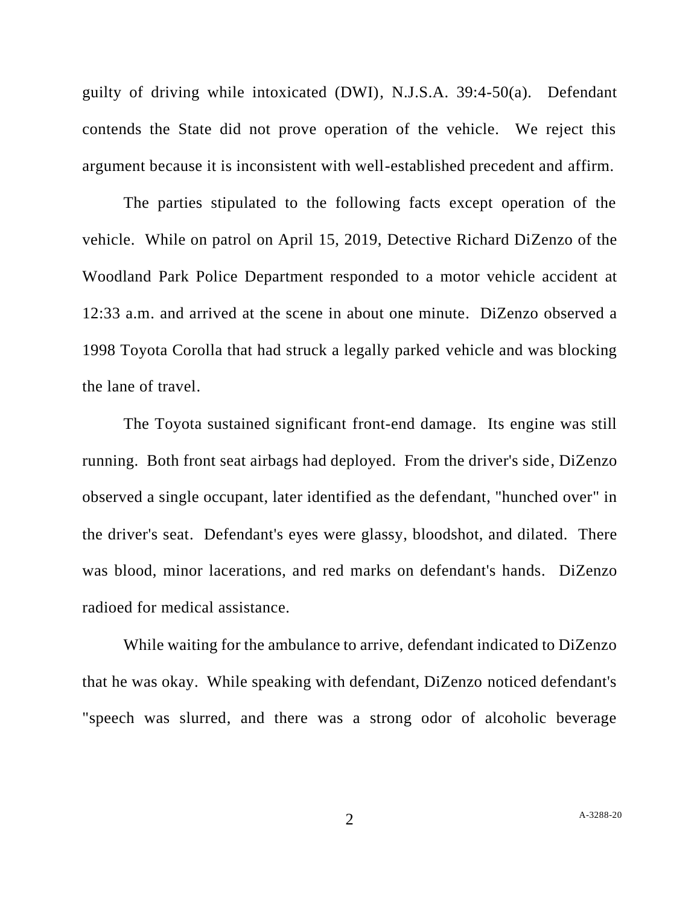guilty of driving while intoxicated (DWI), N.J.S.A. 39:4-50(a). Defendant contends the State did not prove operation of the vehicle. We reject this argument because it is inconsistent with well-established precedent and affirm.

The parties stipulated to the following facts except operation of the vehicle. While on patrol on April 15, 2019, Detective Richard DiZenzo of the Woodland Park Police Department responded to a motor vehicle accident at 12:33 a.m. and arrived at the scene in about one minute. DiZenzo observed a 1998 Toyota Corolla that had struck a legally parked vehicle and was blocking the lane of travel.

The Toyota sustained significant front-end damage. Its engine was still running. Both front seat airbags had deployed. From the driver's side, DiZenzo observed a single occupant, later identified as the defendant, "hunched over" in the driver's seat. Defendant's eyes were glassy, bloodshot, and dilated. There was blood, minor lacerations, and red marks on defendant's hands. DiZenzo radioed for medical assistance.

While waiting for the ambulance to arrive, defendant indicated to DiZenzo that he was okay. While speaking with defendant, DiZenzo noticed defendant's "speech was slurred, and there was a strong odor of alcoholic beverage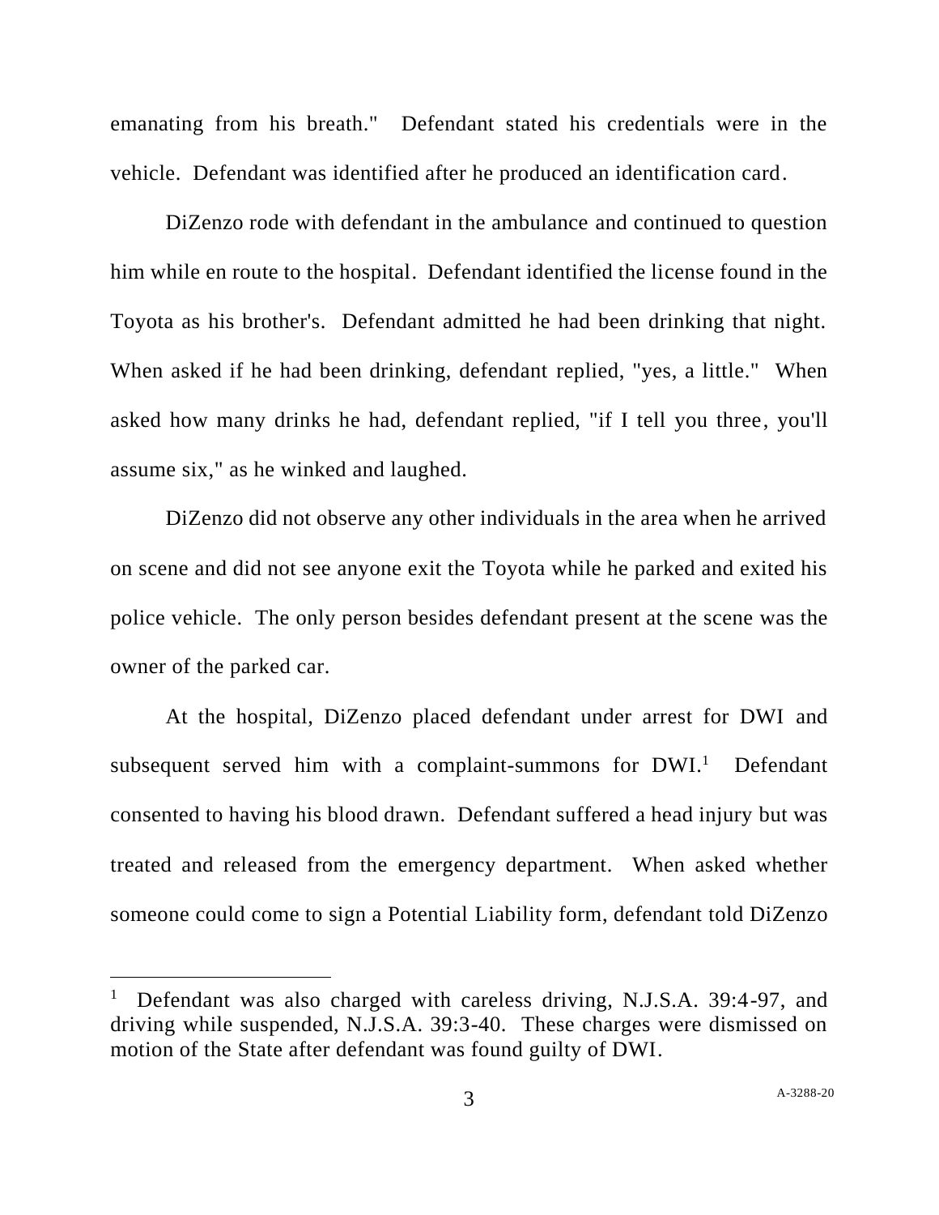emanating from his breath." Defendant stated his credentials were in the vehicle. Defendant was identified after he produced an identification card.

DiZenzo rode with defendant in the ambulance and continued to question him while en route to the hospital. Defendant identified the license found in the Toyota as his brother's. Defendant admitted he had been drinking that night. When asked if he had been drinking, defendant replied, "yes, a little." When asked how many drinks he had, defendant replied, "if I tell you three, you'll assume six," as he winked and laughed.

DiZenzo did not observe any other individuals in the area when he arrived on scene and did not see anyone exit the Toyota while he parked and exited his police vehicle. The only person besides defendant present at the scene was the owner of the parked car.

At the hospital, DiZenzo placed defendant under arrest for DWI and subsequent served him with a complaint-summons for DWI.[1] Defendant consented to having his blood drawn. Defendant suffered a head injury but was treated and released from the emergency department. When asked whether someone could come to sign a Potential Liability form, defendant told DiZenzo

---

[1] Defendant was also charged with careless driving, N.J.S.A. 39:4-97, and driving while suspended, N.J.S.A. 39:3-40. These charges were dismissed on motion of the State after defendant was found guilty of DWI.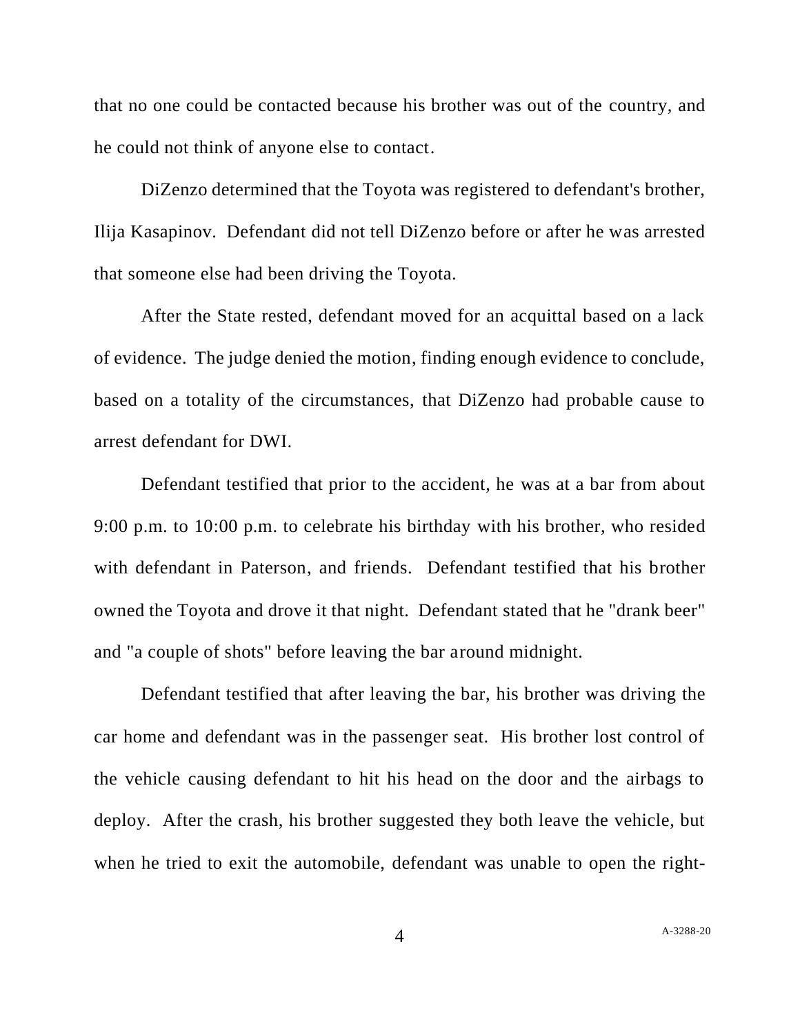that no one could be contacted because his brother was out of the country, and he could not think of anyone else to contact.

DiZenzo determined that the Toyota was registered to defendant's brother, Ilija Kasapinov. Defendant did not tell DiZenzo before or after he was arrested that someone else had been driving the Toyota.

After the State rested, defendant moved for an acquittal based on a lack of evidence. The judge denied the motion, finding enough evidence to conclude, based on a totality of the circumstances, that DiZenzo had probable cause to arrest defendant for DWI.

Defendant testified that prior to the accident, he was at a bar from about 9:00 p.m. to 10:00 p.m. to celebrate his birthday with his brother, who resided with defendant in Paterson, and friends. Defendant testified that his brother owned the Toyota and drove it that night. Defendant stated that he "drank beer" and "a couple of shots" before leaving the bar around midnight.

Defendant testified that after leaving the bar, his brother was driving the car home and defendant was in the passenger seat. His brother lost control of the vehicle causing defendant to hit his head on the door and the airbags to deploy. After the crash, his brother suggested they both leave the vehicle, but when he tried to exit the automobile, defendant was unable to open the right-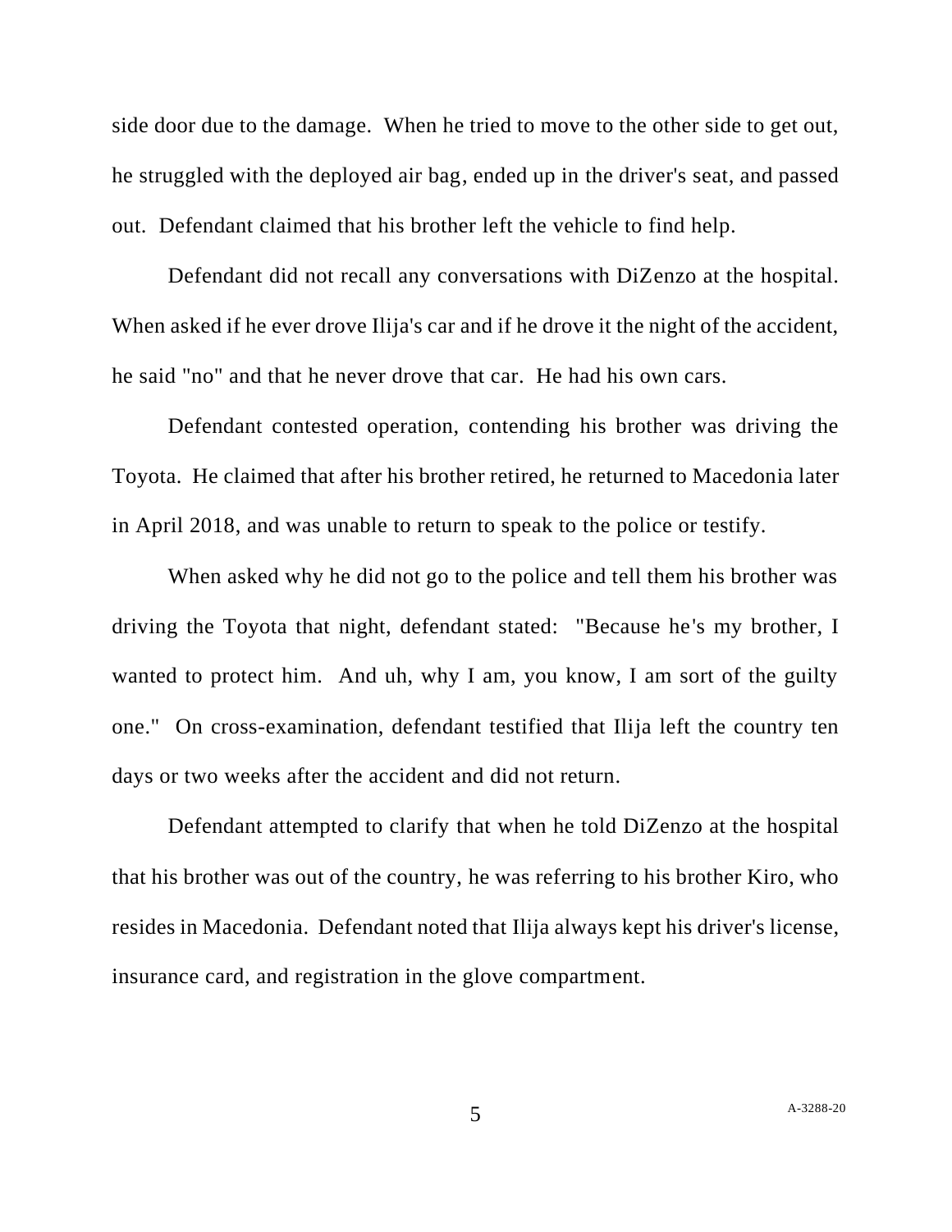side door due to the damage. When he tried to move to the other side to get out, he struggled with the deployed air bag, ended up in the driver's seat, and passed out. Defendant claimed that his brother left the vehicle to find help.

Defendant did not recall any conversations with DiZenzo at the hospital. When asked if he ever drove Ilija's car and if he drove it the night of the accident, he said "no" and that he never drove that car. He had his own cars.

Defendant contested operation, contending his brother was driving the Toyota. He claimed that after his brother retired, he returned to Macedonia later in April 2018, and was unable to return to speak to the police or testify.

When asked why he did not go to the police and tell them his brother was driving the Toyota that night, defendant stated: "Because he's my brother, I wanted to protect him. And uh, why I am, you know, I am sort of the guilty one." On cross-examination, defendant testified that Ilija left the country ten days or two weeks after the accident and did not return.

Defendant attempted to clarify that when he told DiZenzo at the hospital that his brother was out of the country, he was referring to his brother Kiro, who resides in Macedonia. Defendant noted that Ilija always kept his driver's license, insurance card, and registration in the glove compartment.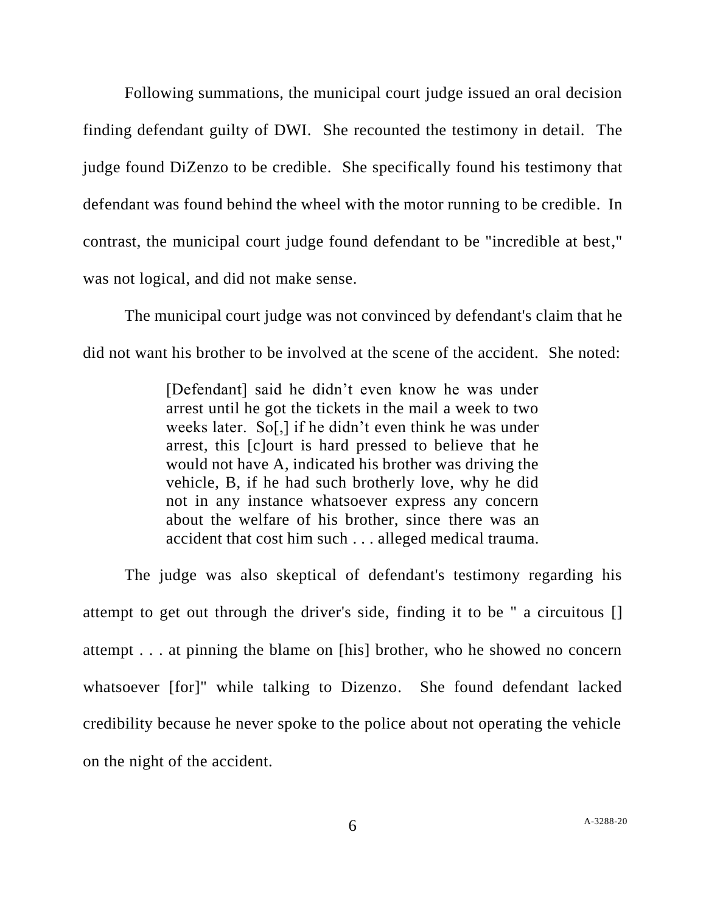Following summations, the municipal court judge issued an oral decision finding defendant guilty of DWI. She recounted the testimony in detail. The judge found DiZenzo to be credible. She specifically found his testimony that defendant was found behind the wheel with the motor running to be credible. In contrast, the municipal court judge found defendant to be "incredible at best," was not logical, and did not make sense.

The municipal court judge was not convinced by defendant's claim that he did not want his brother to be involved at the scene of the accident. She noted:

> [Defendant] said he didn't even know he was under arrest until he got the tickets in the mail a week to two weeks later. So[,] if he didn't even think he was under arrest, this [c]ourt is hard pressed to believe that he would not have A, indicated his brother was driving the vehicle, B, if he had such brotherly love, why he did not in any instance whatsoever express any concern about the welfare of his brother, since there was an accident that cost him such . . . alleged medical trauma.

The judge was also skeptical of defendant's testimony regarding his attempt to get out through the driver's side, finding it to be " a circuitous [] attempt . . . at pinning the blame on [his] brother, who he showed no concern whatsoever [for]" while talking to Dizenzo. She found defendant lacked credibility because he never spoke to the police about not operating the vehicle on the night of the accident.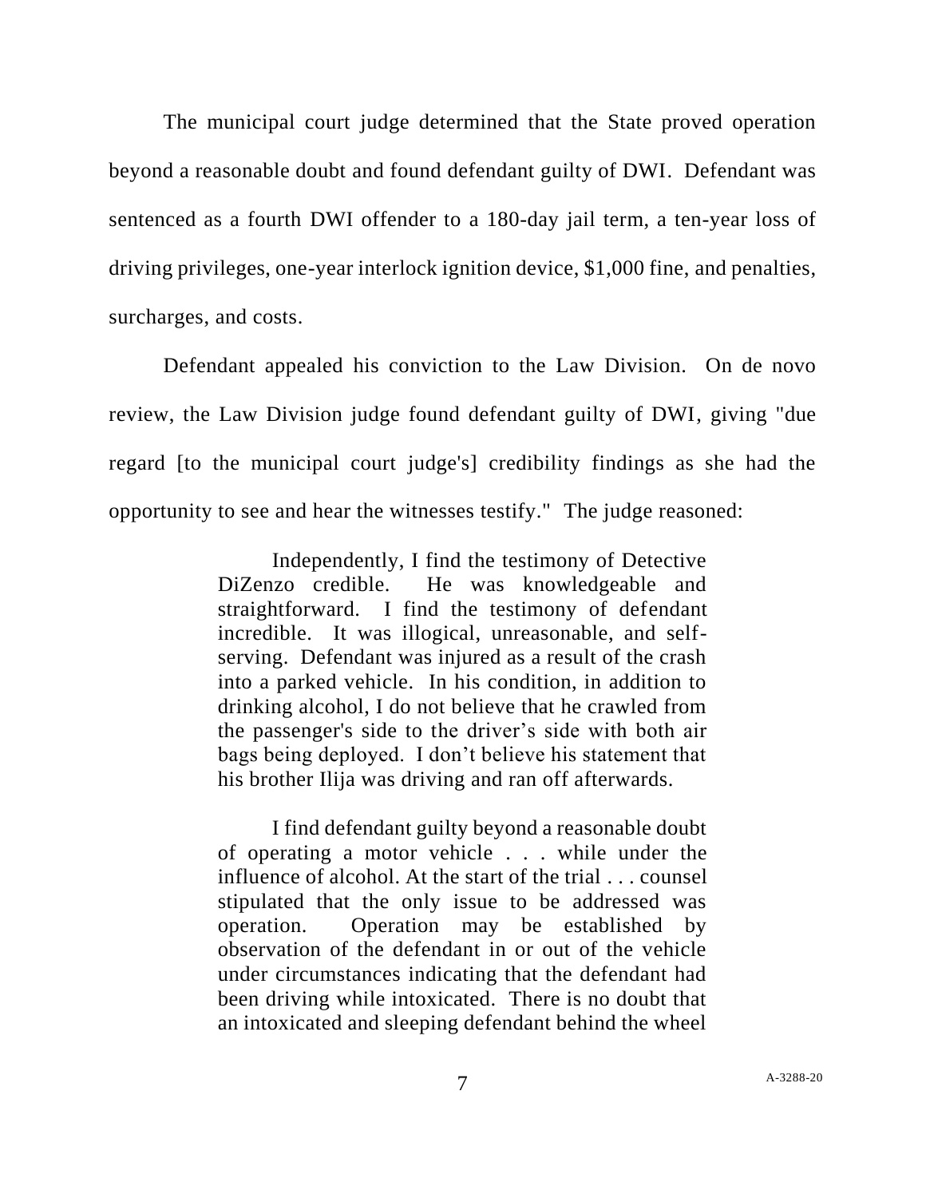The municipal court judge determined that the State proved operation beyond a reasonable doubt and found defendant guilty of DWI. Defendant was sentenced as a fourth DWI offender to a 180-day jail term, a ten-year loss of driving privileges, one-year interlock ignition device, $1,000 fine, and penalties, surcharges, and costs.

Defendant appealed his conviction to the Law Division. On de novo review, the Law Division judge found defendant guilty of DWI, giving "due regard [to the municipal court judge's] credibility findings as she had the opportunity to see and hear the witnesses testify." The judge reasoned:

> Independently, I find the testimony of Detective DiZenzo credible. He was knowledgeable and straightforward. I find the testimony of defendant incredible. It was illogical, unreasonable, and self-serving. Defendant was injured as a result of the crash into a parked vehicle. In his condition, in addition to drinking alcohol, I do not believe that he crawled from the passenger's side to the driver's side with both air bags being deployed. I don't believe his statement that his brother Ilija was driving and ran off afterwards.
>
> I find defendant guilty beyond a reasonable doubt of operating a motor vehicle . . . while under the influence of alcohol. At the start of the trial . . . counsel stipulated that the only issue to be addressed was operation. Operation may be established by observation of the defendant in or out of the vehicle under circumstances indicating that the defendant had been driving while intoxicated. There is no doubt that an intoxicated and sleeping defendant behind the wheel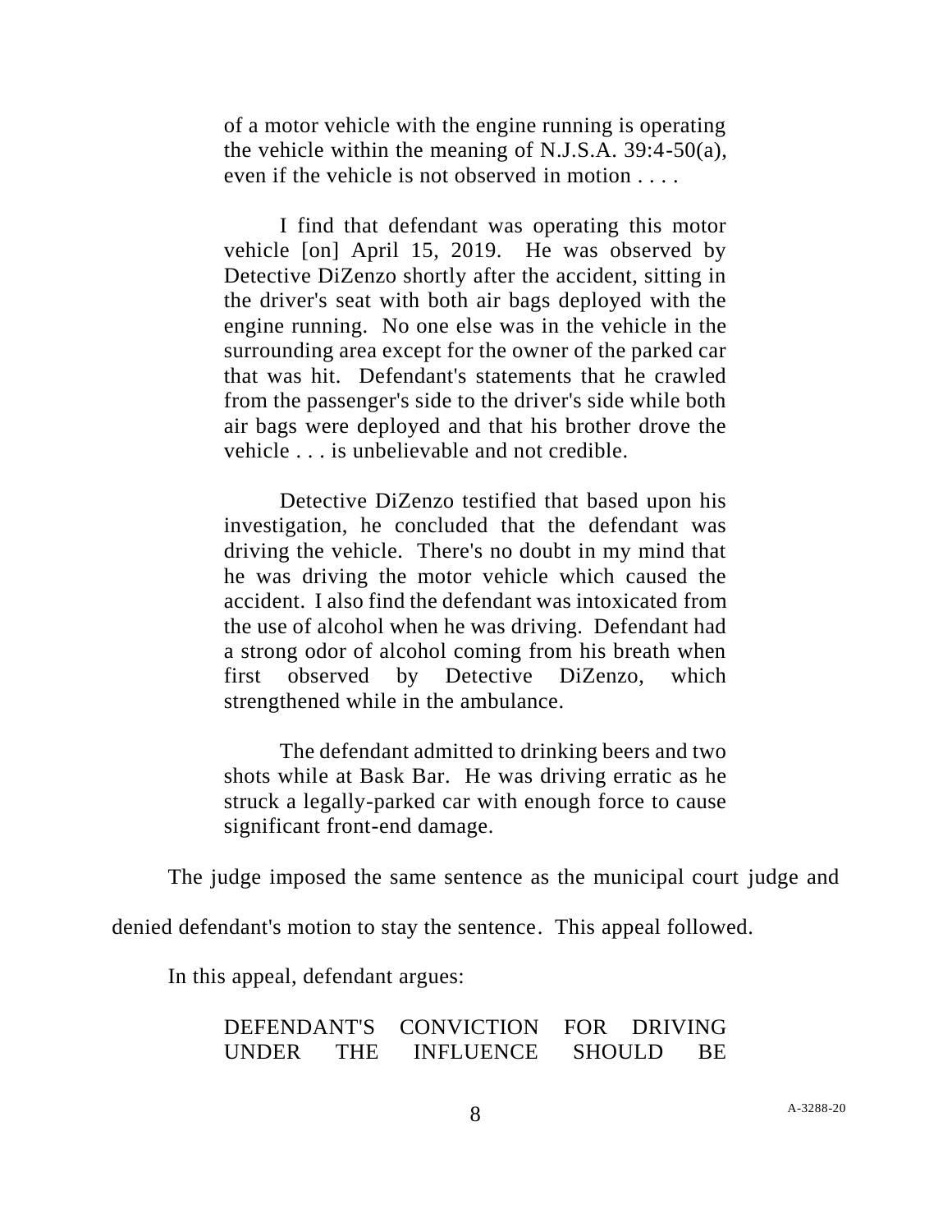> of a motor vehicle with the engine running is operating the vehicle within the meaning of N.J.S.A. 39:4-50(a), even if the vehicle is not observed in motion . . . .
>
> I find that defendant was operating this motor vehicle [on] April 15, 2019. He was observed by Detective DiZenzo shortly after the accident, sitting in the driver's seat with both air bags deployed with the engine running. No one else was in the vehicle in the surrounding area except for the owner of the parked car that was hit. Defendant's statements that he crawled from the passenger's side to the driver's side while both air bags were deployed and that his brother drove the vehicle . . . is unbelievable and not credible.
>
> Detective DiZenzo testified that based upon his investigation, he concluded that the defendant was driving the vehicle. There's no doubt in my mind that he was driving the motor vehicle which caused the accident. I also find the defendant was intoxicated from the use of alcohol when he was driving. Defendant had a strong odor of alcohol coming from his breath when first observed by Detective DiZenzo, which strengthened while in the ambulance.
>
> The defendant admitted to drinking beers and two shots while at Bask Bar. He was driving erratic as he struck a legally-parked car with enough force to cause significant front-end damage.

The judge imposed the same sentence as the municipal court judge and denied defendant's motion to stay the sentence. This appeal followed.

In this appeal, defendant argues:

> DEFENDANT'S CONVICTION FOR DRIVING UNDER THE INFLUENCE SHOULD BE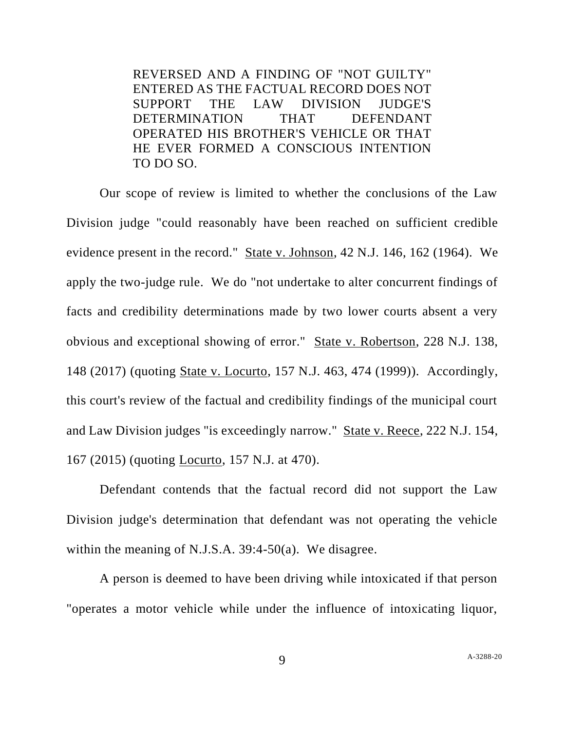REVERSED AND A FINDING OF "NOT GUILTY" ENTERED AS THE FACTUAL RECORD DOES NOT SUPPORT THE LAW DIVISION JUDGE'S DETERMINATION THAT DEFENDANT OPERATED HIS BROTHER'S VEHICLE OR THAT HE EVER FORMED A CONSCIOUS INTENTION TO DO SO.

Our scope of review is limited to whether the conclusions of the Law Division judge "could reasonably have been reached on sufficient credible evidence present in the record." State v. Johnson, 42 N.J. 146, 162 (1964). We apply the two-judge rule. We do "not undertake to alter concurrent findings of facts and credibility determinations made by two lower courts absent a very obvious and exceptional showing of error." State v. Robertson, 228 N.J. 138, 148 (2017) (quoting State v. Locurto, 157 N.J. 463, 474 (1999)). Accordingly, this court's review of the factual and credibility findings of the municipal court and Law Division judges "is exceedingly narrow." State v. Reece, 222 N.J. 154, 167 (2015) (quoting Locurto, 157 N.J. at 470).

Defendant contends that the factual record did not support the Law Division judge's determination that defendant was not operating the vehicle within the meaning of N.J.S.A. 39:4-50(a). We disagree.

A person is deemed to have been driving while intoxicated if that person "operates a motor vehicle while under the influence of intoxicating liquor,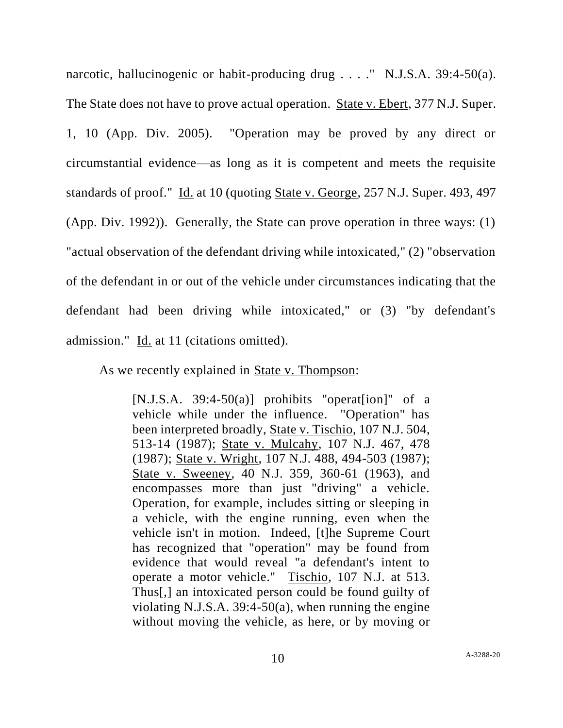narcotic, hallucinogenic or habit-producing drug . . . ." N.J.S.A. 39:4-50(a). The State does not have to prove actual operation. State v. Ebert, 377 N.J. Super. 1, 10 (App. Div. 2005). "Operation may be proved by any direct or circumstantial evidence—as long as it is competent and meets the requisite standards of proof." Id. at 10 (quoting State v. George, 257 N.J. Super. 493, 497 (App. Div. 1992)). Generally, the State can prove operation in three ways: (1) "actual observation of the defendant driving while intoxicated," (2) "observation of the defendant in or out of the vehicle under circumstances indicating that the defendant had been driving while intoxicated," or (3) "by defendant's admission." Id. at 11 (citations omitted).

As we recently explained in State v. Thompson:

> [N.J.S.A. 39:4-50(a)] prohibits "operat[ion]" of a vehicle while under the influence. "Operation" has been interpreted broadly, State v. Tischio, 107 N.J. 504, 513-14 (1987); State v. Mulcahy, 107 N.J. 467, 478 (1987); State v. Wright, 107 N.J. 488, 494-503 (1987); State v. Sweeney, 40 N.J. 359, 360-61 (1963), and encompasses more than just "driving" a vehicle. Operation, for example, includes sitting or sleeping in a vehicle, with the engine running, even when the vehicle isn't in motion. Indeed, [t]he Supreme Court has recognized that "operation" may be found from evidence that would reveal "a defendant's intent to operate a motor vehicle." Tischio, 107 N.J. at 513. Thus[,] an intoxicated person could be found guilty of violating N.J.S.A. 39:4-50(a), when running the engine without moving the vehicle, as here, or by moving or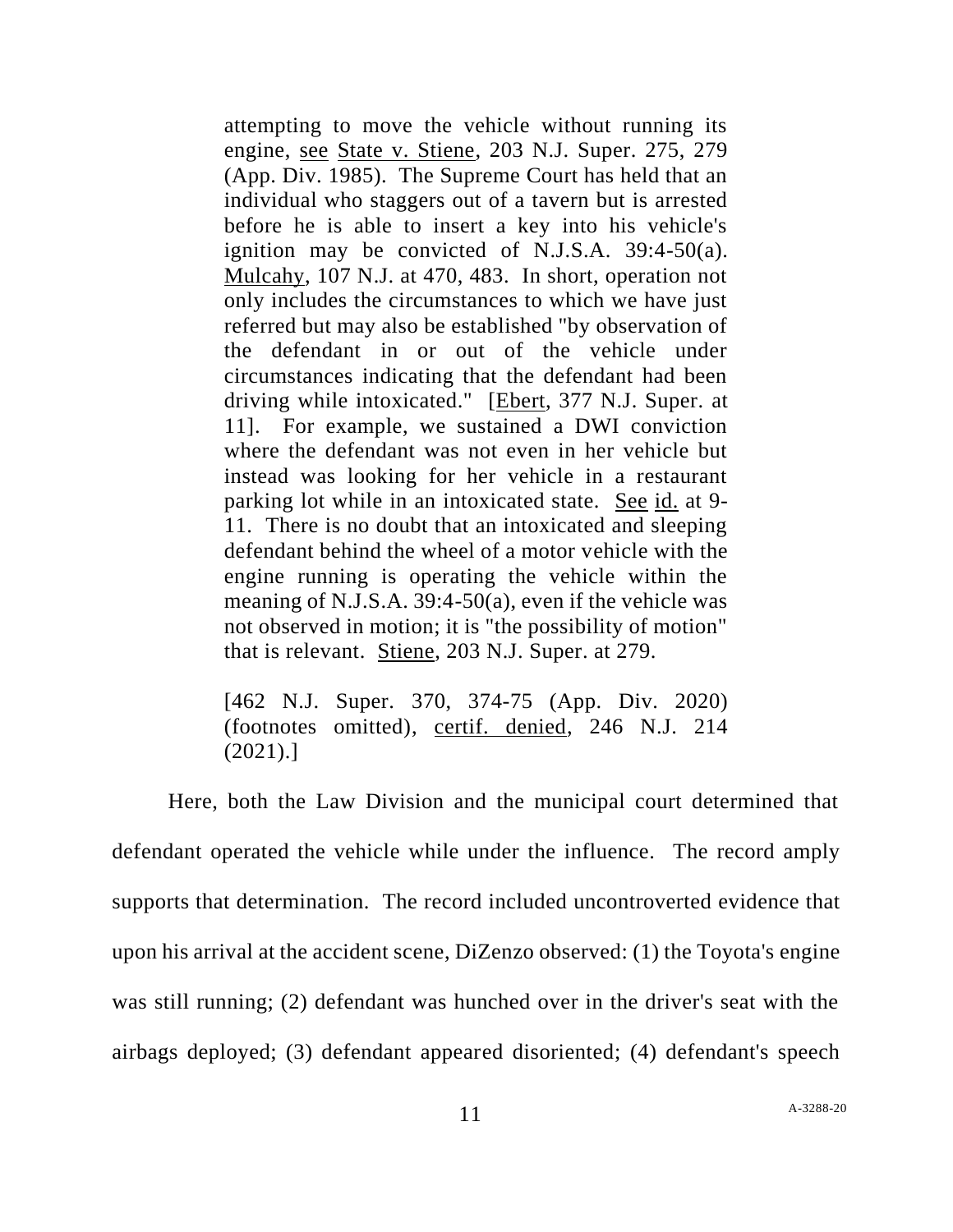> attempting to move the vehicle without running its engine, see State v. Stiene, 203 N.J. Super. 275, 279 (App. Div. 1985). The Supreme Court has held that an individual who staggers out of a tavern but is arrested before he is able to insert a key into his vehicle's ignition may be convicted of N.J.S.A. 39:4-50(a). Mulcahy, 107 N.J. at 470, 483. In short, operation not only includes the circumstances to which we have just referred but may also be established "by observation of the defendant in or out of the vehicle under circumstances indicating that the defendant had been driving while intoxicated." [Ebert, 377 N.J. Super. at 11]. For example, we sustained a DWI conviction where the defendant was not even in her vehicle but instead was looking for her vehicle in a restaurant parking lot while in an intoxicated state. See id. at 9-11. There is no doubt that an intoxicated and sleeping defendant behind the wheel of a motor vehicle with the engine running is operating the vehicle within the meaning of N.J.S.A. 39:4-50(a), even if the vehicle was not observed in motion; it is "the possibility of motion" that is relevant. Stiene, 203 N.J. Super. at 279.
>
> [462 N.J. Super. 370, 374-75 (App. Div. 2020) (footnotes omitted), certif. denied, 246 N.J. 214 (2021).]

Here, both the Law Division and the municipal court determined that defendant operated the vehicle while under the influence. The record amply supports that determination. The record included uncontroverted evidence that upon his arrival at the accident scene, DiZenzo observed: (1) the Toyota's engine was still running; (2) defendant was hunched over in the driver's seat with the airbags deployed; (3) defendant appeared disoriented; (4) defendant's speech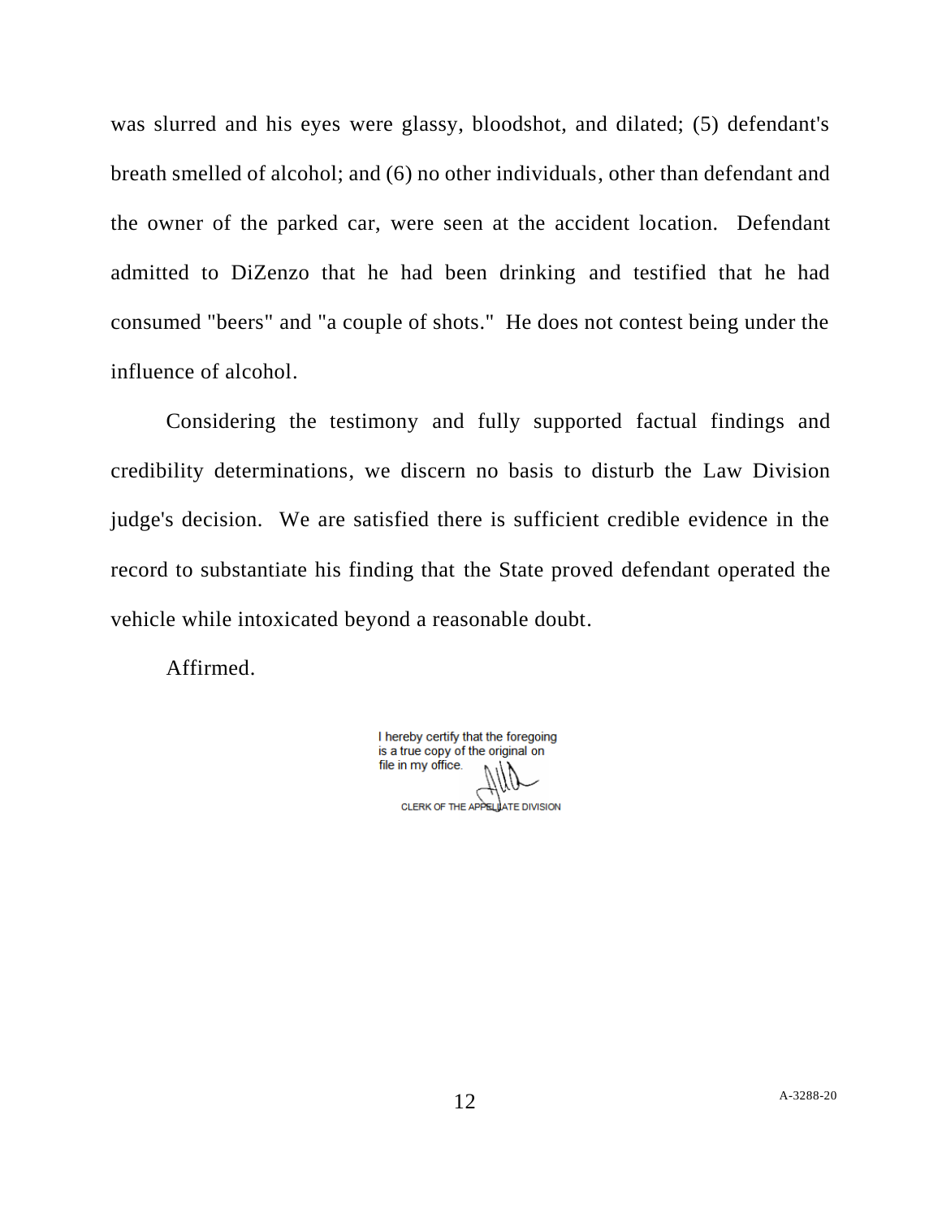was slurred and his eyes were glassy, bloodshot, and dilated; (5) defendant's breath smelled of alcohol; and (6) no other individuals, other than defendant and the owner of the parked car, were seen at the accident location. Defendant admitted to DiZenzo that he had been drinking and testified that he had consumed "beers" and "a couple of shots." He does not contest being under the influence of alcohol.

Considering the testimony and fully supported factual findings and credibility determinations, we discern no basis to disturb the Law Division judge's decision. We are satisfied there is sufficient credible evidence in the record to substantiate his finding that the State proved defendant operated the vehicle while intoxicated beyond a reasonable doubt.

Affirmed.

I hereby certify that the foregoing is a true copy of the original on file in my office.

CLERK OF THE APPELLATE DIVISION